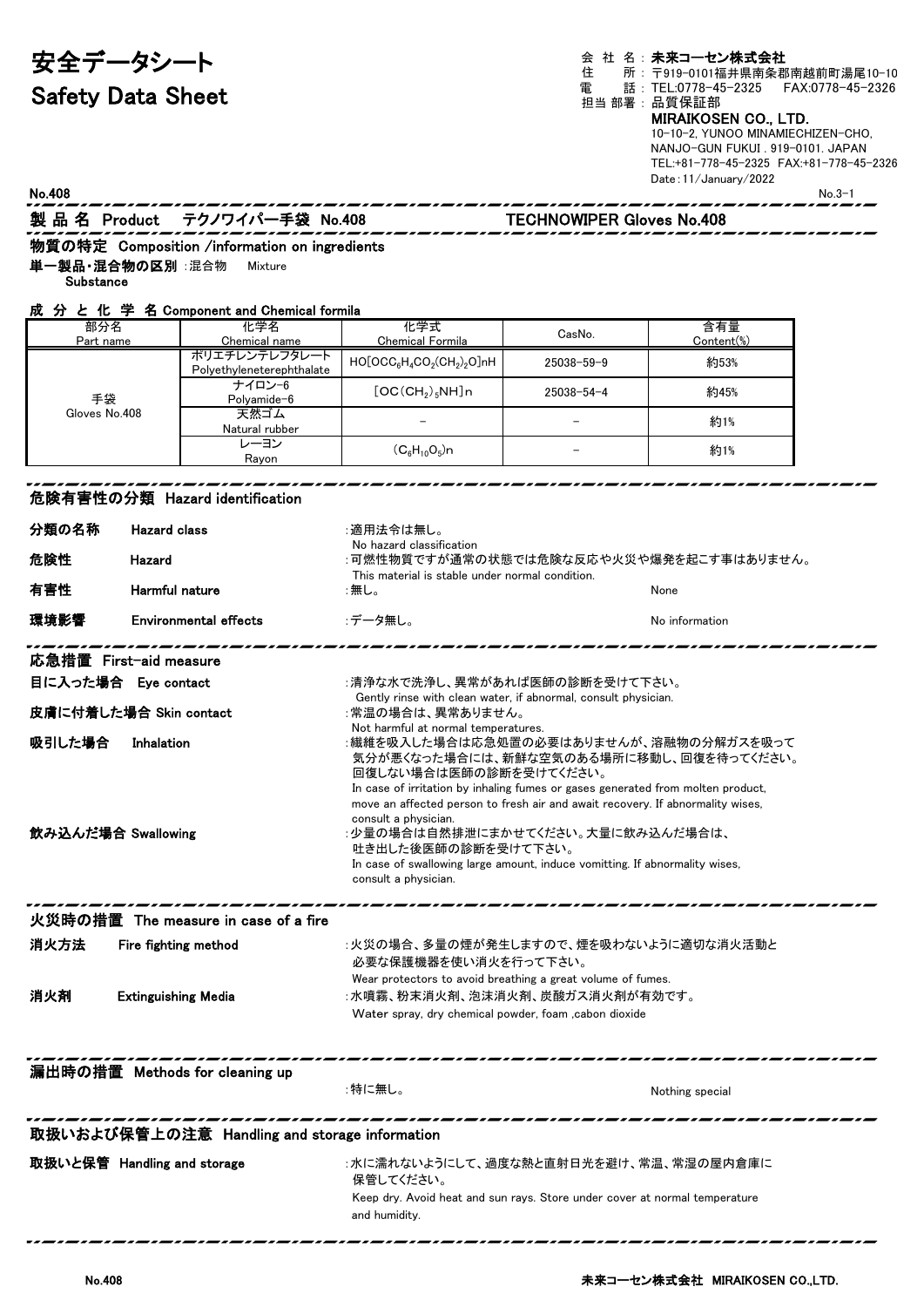# 安全データシート
# Safety Data Sheet

会社名：**未来コーセン株式会社**
住所：〒919-0101福井県南条郡南越前町湯尾10-10
電話：TEL:0778-45-2325　FAX:0778-45-2326
担当部署：品質保証部

**MIRAIKOSEN CO., LTD.**
10-10-2, YUNOO MINAMIECHIZEN-CHO,
NANJO-GUN FUKUI . 919-0101. JAPAN
TEL:+81-778-45-2325　FAX:+81-778-45-2326
Date : 11/January/2022

No.408　　No.3-1

## 製品名 Product　テクノワイパー手袋 No.408　　TECHNOWIPER Gloves No.408

## 物質の特定 Composition /information on ingredients

**単一製品・混合物の区別** Substance ：混合物　Mixture

### 成分と化学名 Component and Chemical formila

| 部分名 Part name | 化学名 Chemical name | 化学式 Chemical Formila | CasNo. | 含有量 Content(%) |
|---|---|---|---|---|
| 手袋 Gloves No.408 | ポリエチレンテレフタレート Polyethyleneterephthalate | $HO[OCC_6H_4CO_2(CH_2)_2O]nH$ | 25038-59-9 | 約53% |
| | ナイロン-6 Polyamide-6 | $[OC(CH_2)_5NH]n$ | 25038-54-4 | 約45% |
| | 天然ゴム Natural rubber | – | – | 約1% |
| | レーヨン Rayon | $(C_6H_{10}O_5)n$ | – | 約1% |

## 危険有害性の分類 Hazard identification

**分類の名称　Hazard class**
：適用法令は無し。
No hazard classification

**危険性　Hazard**
：可燃性物質ですが通常の状態では危険な反応や火災や爆発を起こす事はありません。
This material is stable under normal condition.

**有害性　Harmful nature**
：無し。　None

**環境影響　Environmental effects**
：データ無し。　No information

## 応急措置 First-aid measure

**目に入った場合　Eye contact**
：清浄な水で洗浄し、異常があれば医師の診断を受けて下さい。
Gently rinse with clean water, if abnormal, consult physician.

**皮膚に付着した場合 Skin contact**
：常温の場合は、異常ありません。
Not harmful at normal temperatures.

**吸引した場合　Inhalation**
：繊維を吸入した場合は応急処置の必要はありませんが、溶融物の分解ガスを吸って気分が悪くなった場合には、新鮮な空気のある場所に移動し、回復を待ってください。回復しない場合は医師の診断を受けてください。
In case of irritation by inhaling fumes or gases generated from molten product, move an affected person to fresh air and await recovery. If abnormality wises, consult a physician.

**飲み込んだ場合 Swallowing**
：少量の場合は自然排泄にまかせてください。大量に飲み込んだ場合は、吐き出した後医師の診断を受けて下さい。
In case of swallowing large amount, induce vomitting. If abnormality wises, consult a physician.

## 火災時の措置　The measure in case of a fire

**消火方法　Fire fighting method**
：火災の場合、多量の煙が発生しますので、煙を吸わないように適切な消火活動と必要な保護機器を使い消火を行って下さい。
Wear protectors to avoid breathing a great volume of fumes.

**消火剤　Extinguishing Media**
：水噴霧、粉末消火剤、泡沫消火剤、炭酸ガス消火剤が有効です。
Water spray, dry chemical powder, foam ,cabon dioxide

## 漏出時の措置　Methods for cleaning up

：特に無し。　Nothing special

## 取扱いおよび保管上の注意　Handling and storage information

**取扱いと保管　Handling and storage**
：水に濡れないようにして、過度な熱と直射日光を避け、常温、常湿の屋内倉庫に保管してください。
Keep dry. Avoid heat and sun rays. Store under cover at normal temperature and humidity.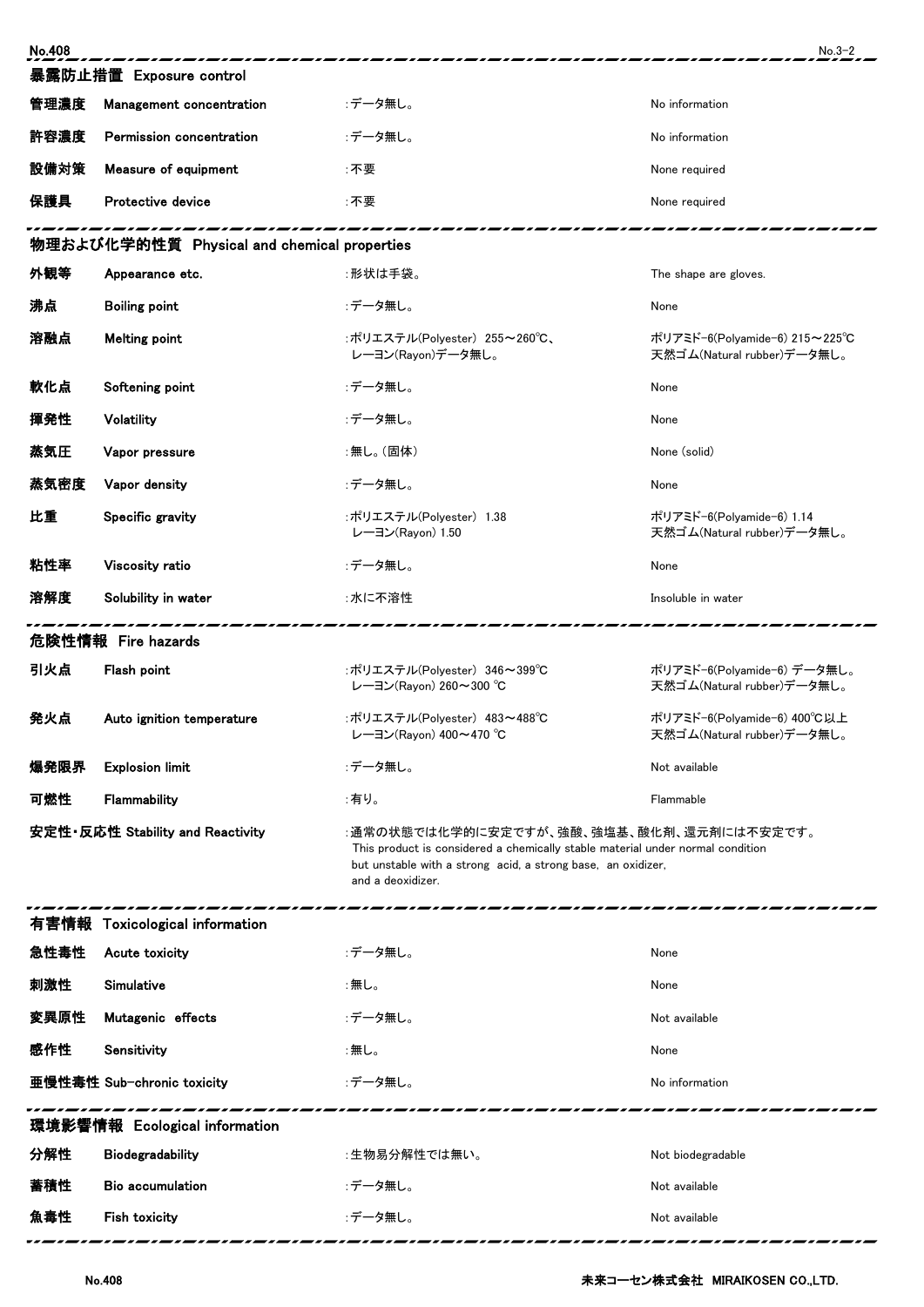## 暴露防止措置 Exposure control

| | | | |
|---|---|---|---|
| 管理濃度 | Management concentration | :データ無し。 | No information |
| 許容濃度 | Permission concentration | :データ無し。 | No information |
| 設備対策 | Measure of equipment | :不要 | None required |
| 保護具 | Protective device | :不要 | None required |

## 物理および化学的性質 Physical and chemical properties

| | | | |
|---|---|---|---|
| 外観等 | Appearance etc. | :形状は手袋。 | The shape are gloves. |
| 沸点 | Boiling point | :データ無し。 | None |
| 溶融点 | Melting point | :ポリエステル(Polyester) 255～260℃、<br>レーヨン(Rayon)データ無し。 | ポリアミド-6(Polyamide-6) 215～225℃<br>天然ゴム(Natural rubber)データ無し。 |
| 軟化点 | Softening point | :データ無し。 | None |
| 揮発性 | Volatility | :データ無し。 | None |
| 蒸気圧 | Vapor pressure | :無し。(固体) | None (solid) |
| 蒸気密度 | Vapor density | :データ無し。 | None |
| 比重 | Specific gravity | :ポリエステル(Polyester) 1.38<br>レーヨン(Rayon) 1.50 | ポリアミド-6(Polyamide-6) 1.14<br>天然ゴム(Natural rubber)データ無し。 |
| 粘性率 | Viscosity ratio | :データ無し。 | None |
| 溶解度 | Solubility in water | :水に不溶性 | Insoluble in water |

## 危険性情報 Fire hazards

| | | | |
|---|---|---|---|
| 引火点 | Flash point | :ポリエステル(Polyester) 346～399℃<br>レーヨン(Rayon) 260～300 ℃ | ポリアミド-6(Polyamide-6) データ無し。<br>天然ゴム(Natural rubber)データ無し。 |
| 発火点 | Auto ignition temperature | :ポリエステル(Polyester) 483～488℃<br>レーヨン(Rayon) 400～470 ℃ | ポリアミド-6(Polyamide-6) 400℃以上<br>天然ゴム(Natural rubber)データ無し。 |
| 爆発限界 | Explosion limit | :データ無し。 | Not available |
| 可燃性 | Flammability | :有り。 | Flammable |

**安定性・反応性 Stability and Reactivity**

:通常の状態では化学的に安定ですが、強酸、強塩基、酸化剤、還元剤には不安定です。
This product is considered a chemically stable material under normal condition but unstable with a strong acid, a strong base, an oxidizer, and a deoxidizer.

## 有害情報 Toxicological information

| | | | |
|---|---|---|---|
| 急性毒性 | Acute toxicity | :データ無し。 | None |
| 刺激性 | Simulative | :無し。 | None |
| 変異原性 | Mutagenic effects | :データ無し。 | Not available |
| 感作性 | Sensitivity | :無し。 | None |
| 亜慢性毒性 | Sub-chronic toxicity | :データ無し。 | No information |

## 環境影響情報 Ecological information

| | | | |
|---|---|---|---|
| 分解性 | Biodegradability | :生物易分解性では無い。 | Not biodegradable |
| 蓄積性 | Bio accumulation | :データ無し。 | Not available |
| 魚毒性 | Fish toxicity | :データ無し。 | Not available |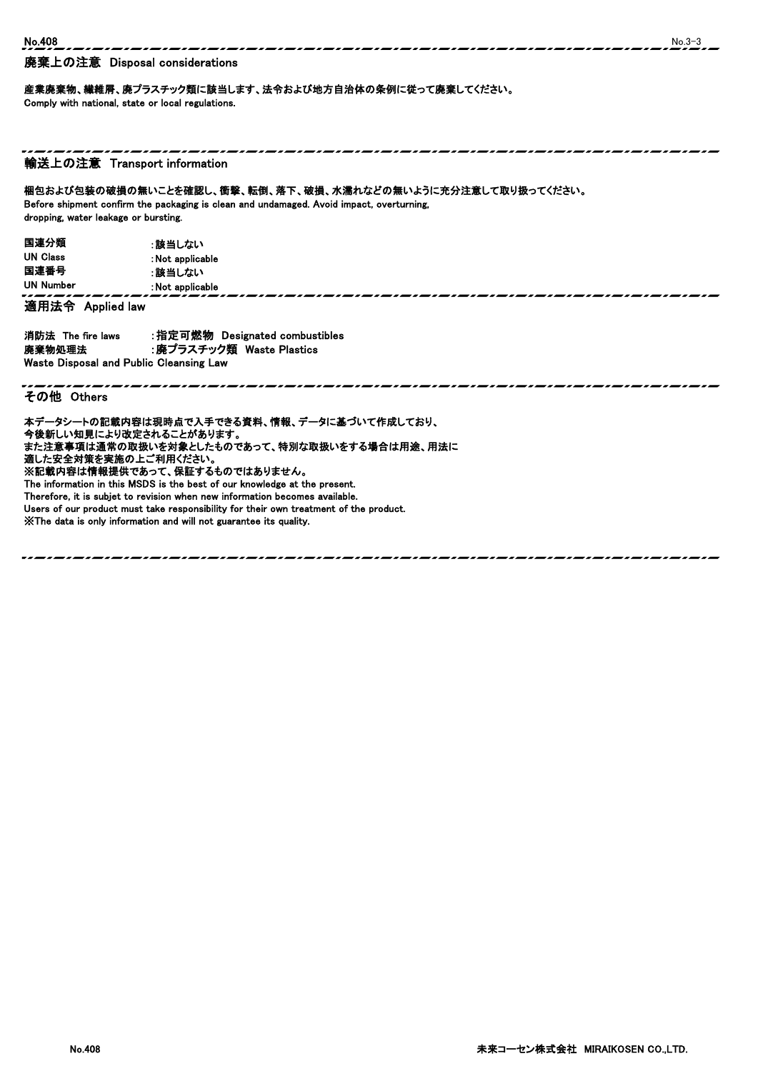## 廃棄上の注意 Disposal considerations

産業廃棄物、繊維屑、廃プラスチック類に該当します、法令および地方自治体の条例に従って廃棄してください。
Comply with national, state or local regulations.

## 輸送上の注意 Transport information

梱包および包装の破損の無いことを確認し、衝撃、転倒、落下、破損、水濡れなどの無いように充分注意して取り扱ってください。
Before shipment confirm the packaging is clean and undamaged. Avoid impact, overturning, dropping, water leakage or bursting.

| | |
|---|---|
| 国連分類 | :該当しない |
| UN Class | : Not applicable |
| 国連番号 | :該当しない |
| UN Number | : Not applicable |

## 適用法令 Applied law

| | |
|---|---|
| 消防法 The fire laws | :指定可燃物 Designated combustibles |
| 廃棄物処理法 Waste Disposal and Public Cleansing Law | :廃プラスチック類 Waste Plastics |

## その他 Others

本データシートの記載内容は現時点で入手できる資料、情報、データに基づいて作成しており、
今後新しい知見により改定されることがあります。
また注意事項は通常の取扱いを対象としたものであって、特別な取扱いをする場合は用途、用法に
適した安全対策を実施の上ご利用ください。
※記載内容は情報提供であって、保証するものではありません。
The information in this MSDS is the best of our knowledge at the present.
Therefore, it is subjet to revision when new information becomes available.
Users of our product must take responsibility for their own treatment of the product.
※The data is only information and will not guarantee its quality.

未来コーセン株式会社 MIRAIKOSEN CO.,LTD.